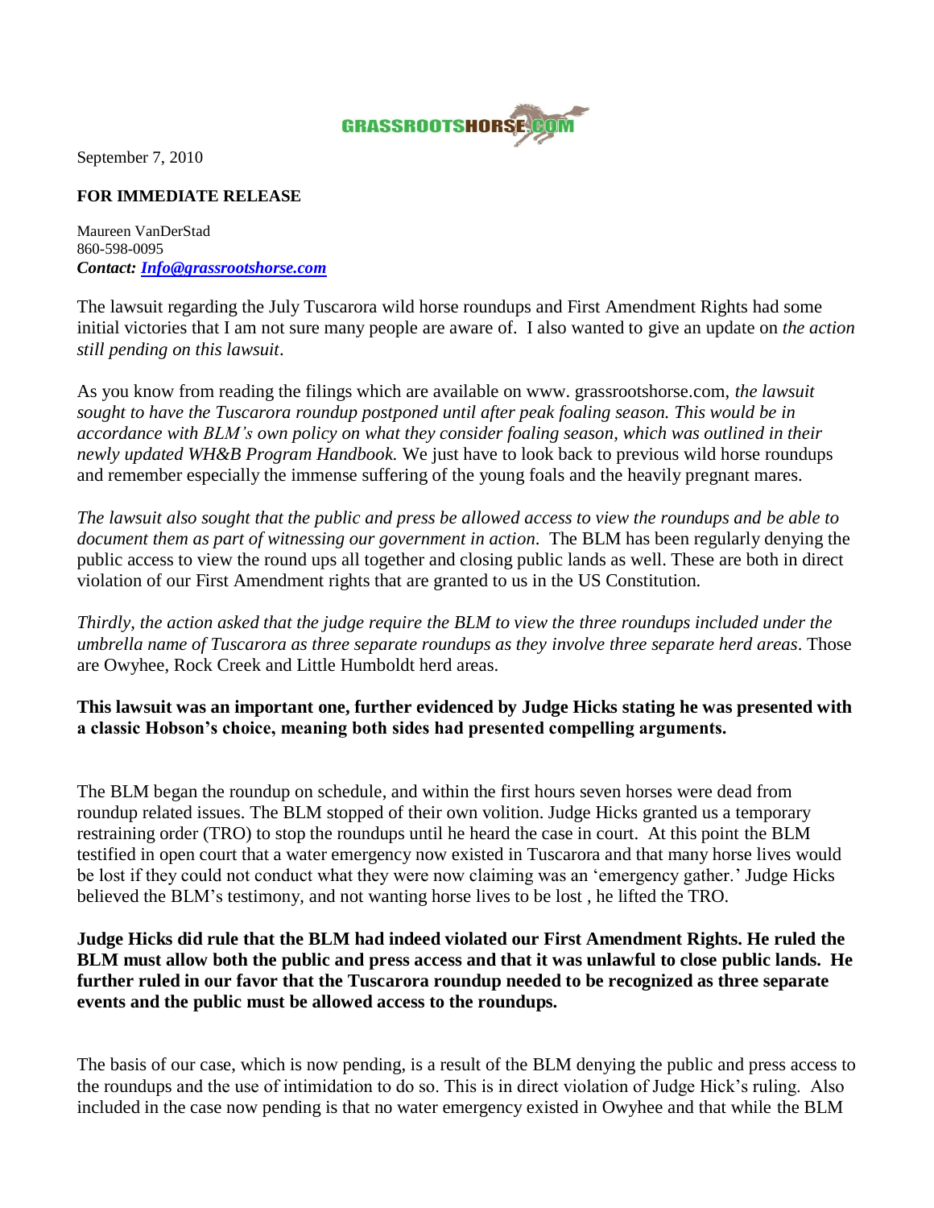GRASSROOTSHORSE.COM

September 7, 2010

**FOR IMMEDIATE RELEASE**

Maureen VanDerStad
860-598-0095
***Contact: [Info@grassrootshorse.com](mailto:Info@grassrootshorse.com)***

The lawsuit regarding the July Tuscarora wild horse roundups and First Amendment Rights had some initial victories that I am not sure many people are aware of. I also wanted to give an update on *the action still pending on this lawsuit*.

As you know from reading the filings which are available on www. grassrootshorse.com, *the lawsuit sought to have the Tuscarora roundup postponed until after peak foaling season. This would be in accordance with BLM's own policy on what they consider foaling season, which was outlined in their newly updated WH&B Program Handbook.* We just have to look back to previous wild horse roundups and remember especially the immense suffering of the young foals and the heavily pregnant mares.

*The lawsuit also sought that the public and press be allowed access to view the roundups and be able to document them as part of witnessing our government in action*. The BLM has been regularly denying the public access to view the round ups all together and closing public lands as well. These are both in direct violation of our First Amendment rights that are granted to us in the US Constitution.

*Thirdly, the action asked that the judge require the BLM to view the three roundups included under the umbrella name of Tuscarora as three separate roundups as they involve three separate herd areas*. Those are Owyhee, Rock Creek and Little Humboldt herd areas.

**This lawsuit was an important one, further evidenced by Judge Hicks stating he was presented with a classic Hobson's choice, meaning both sides had presented compelling arguments.**

The BLM began the roundup on schedule, and within the first hours seven horses were dead from roundup related issues. The BLM stopped of their own volition. Judge Hicks granted us a temporary restraining order (TRO) to stop the roundups until he heard the case in court. At this point the BLM testified in open court that a water emergency now existed in Tuscarora and that many horse lives would be lost if they could not conduct what they were now claiming was an 'emergency gather.' Judge Hicks believed the BLM's testimony, and not wanting horse lives to be lost , he lifted the TRO.

**Judge Hicks did rule that the BLM had indeed violated our First Amendment Rights. He ruled the BLM must allow both the public and press access and that it was unlawful to close public lands. He further ruled in our favor that the Tuscarora roundup needed to be recognized as three separate events and the public must be allowed access to the roundups.**

The basis of our case, which is now pending, is a result of the BLM denying the public and press access to the roundups and the use of intimidation to do so. This is in direct violation of Judge Hick's ruling. Also included in the case now pending is that no water emergency existed in Owyhee and that while the BLM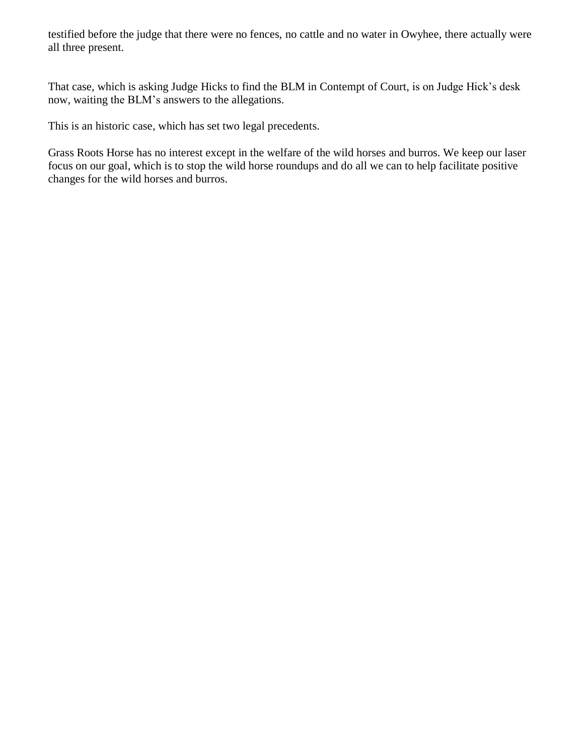testified before the judge that there were no fences, no cattle and no water in Owyhee, there actually were all three present.

That case, which is asking Judge Hicks to find the BLM in Contempt of Court, is on Judge Hick's desk now, waiting the BLM's answers to the allegations.

This is an historic case, which has set two legal precedents.

Grass Roots Horse has no interest except in the welfare of the wild horses and burros. We keep our laser focus on our goal, which is to stop the wild horse roundups and do all we can to help facilitate positive changes for the wild horses and burros.